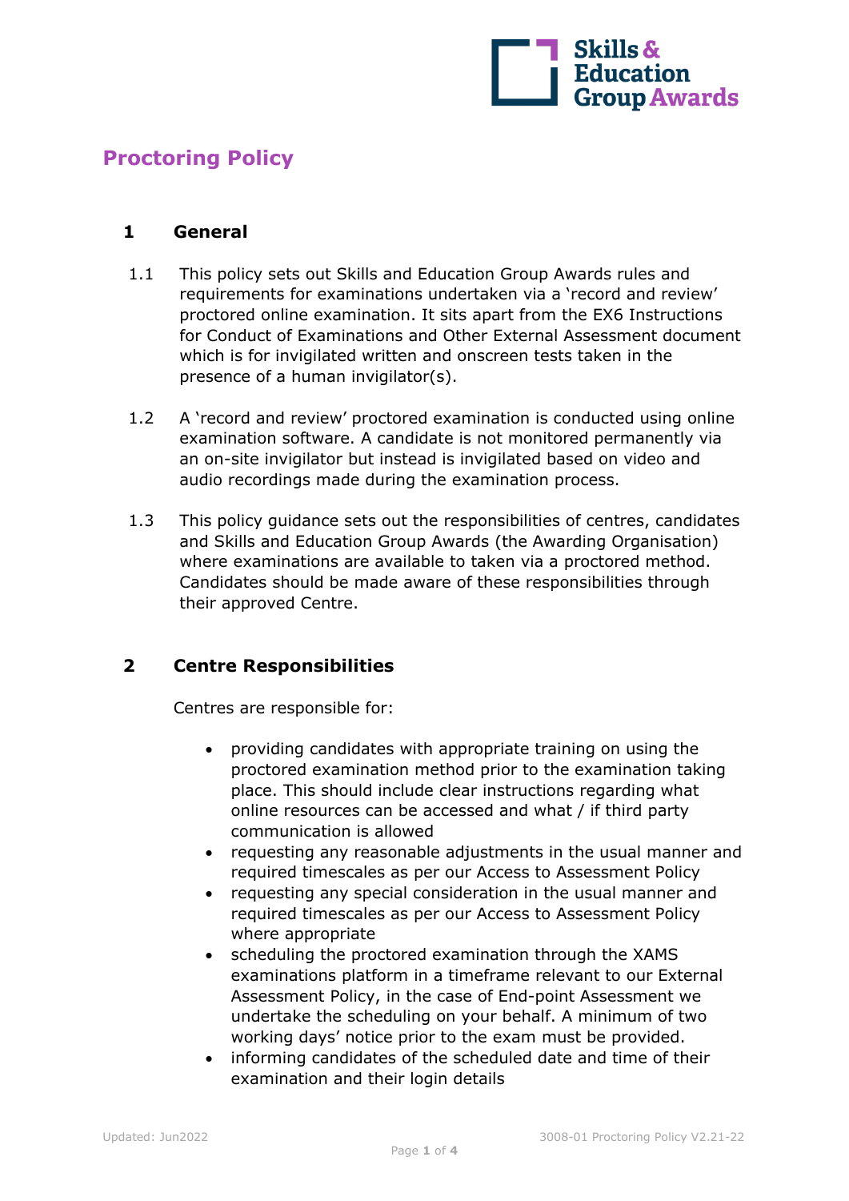# Proctoring Policy

## 1 General

1.1 This policy sets out Skills and Education Group Awards rules and requirements for examinations undertaken via a 'record and review' proctored online examination. It sits apart from the EX6 Instructions for Conduct of Examinations and Other External Assessment document which is for invigilated written and onscreen tests taken in the presence of a human invigilator(s).

1.2 A 'record and review' proctored examination is conducted using online examination software. A candidate is not monitored permanently via an on-site invigilator but instead is invigilated based on video and audio recordings made during the examination process.

1.3 This policy guidance sets out the responsibilities of centres, candidates and Skills and Education Group Awards (the Awarding Organisation) where examinations are available to taken via a proctored method. Candidates should be made aware of these responsibilities through their approved Centre.

## 2 Centre Responsibilities

Centres are responsible for:

- providing candidates with appropriate training on using the proctored examination method prior to the examination taking place. This should include clear instructions regarding what online resources can be accessed and what / if third party communication is allowed
- requesting any reasonable adjustments in the usual manner and required timescales as per our Access to Assessment Policy
- requesting any special consideration in the usual manner and required timescales as per our Access to Assessment Policy where appropriate
- scheduling the proctored examination through the XAMS examinations platform in a timeframe relevant to our External Assessment Policy, in the case of End-point Assessment we undertake the scheduling on your behalf. A minimum of two working days' notice prior to the exam must be provided.
- informing candidates of the scheduled date and time of their examination and their login details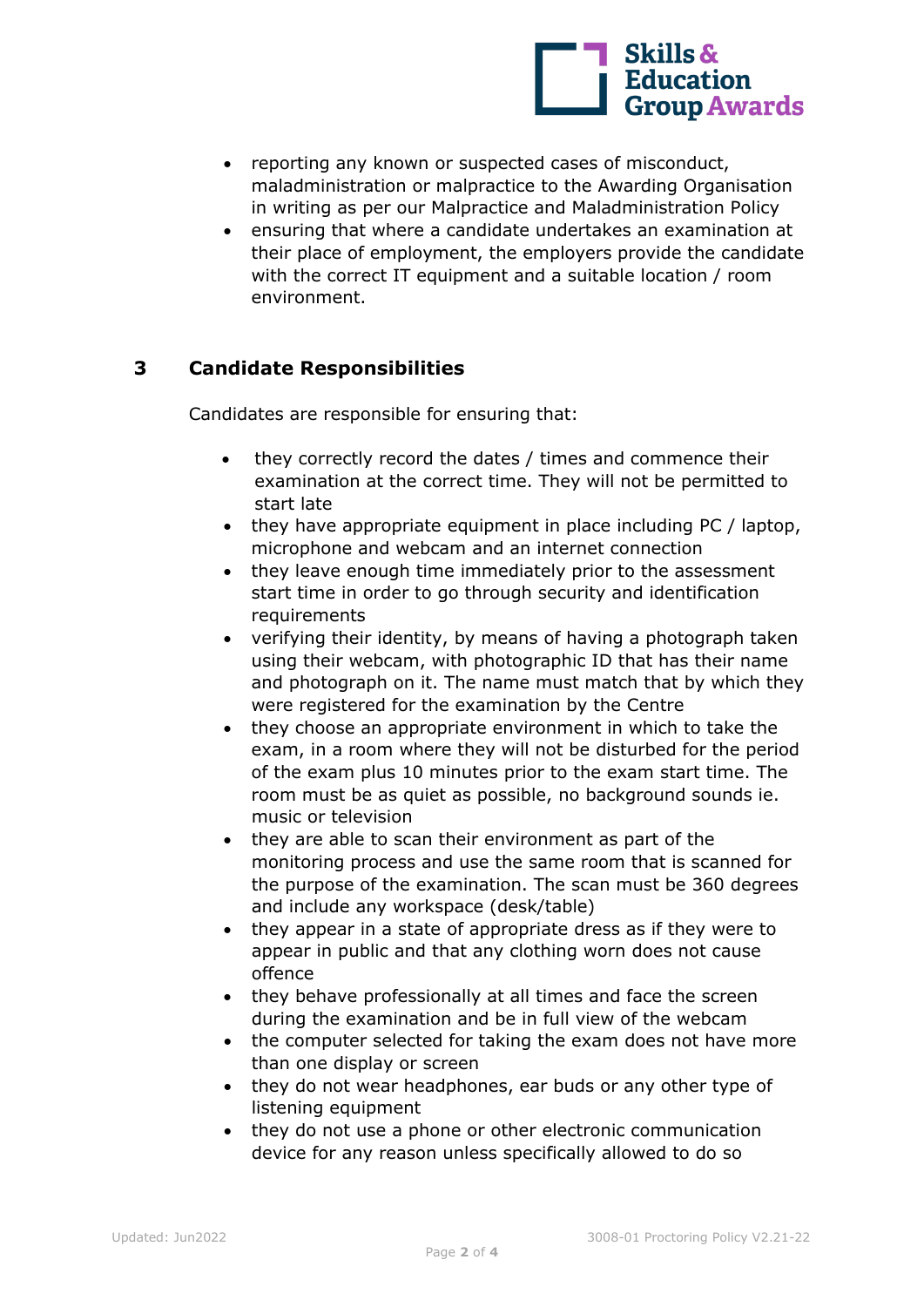- reporting any known or suspected cases of misconduct, maladministration or malpractice to the Awarding Organisation in writing as per our Malpractice and Maladministration Policy
- ensuring that where a candidate undertakes an examination at their place of employment, the employers provide the candidate with the correct IT equipment and a suitable location / room environment.

## 3 Candidate Responsibilities

Candidates are responsible for ensuring that:

- they correctly record the dates / times and commence their examination at the correct time. They will not be permitted to start late
- they have appropriate equipment in place including PC / laptop, microphone and webcam and an internet connection
- they leave enough time immediately prior to the assessment start time in order to go through security and identification requirements
- verifying their identity, by means of having a photograph taken using their webcam, with photographic ID that has their name and photograph on it. The name must match that by which they were registered for the examination by the Centre
- they choose an appropriate environment in which to take the exam, in a room where they will not be disturbed for the period of the exam plus 10 minutes prior to the exam start time. The room must be as quiet as possible, no background sounds ie. music or television
- they are able to scan their environment as part of the monitoring process and use the same room that is scanned for the purpose of the examination. The scan must be 360 degrees and include any workspace (desk/table)
- they appear in a state of appropriate dress as if they were to appear in public and that any clothing worn does not cause offence
- they behave professionally at all times and face the screen during the examination and be in full view of the webcam
- the computer selected for taking the exam does not have more than one display or screen
- they do not wear headphones, ear buds or any other type of listening equipment
- they do not use a phone or other electronic communication device for any reason unless specifically allowed to do so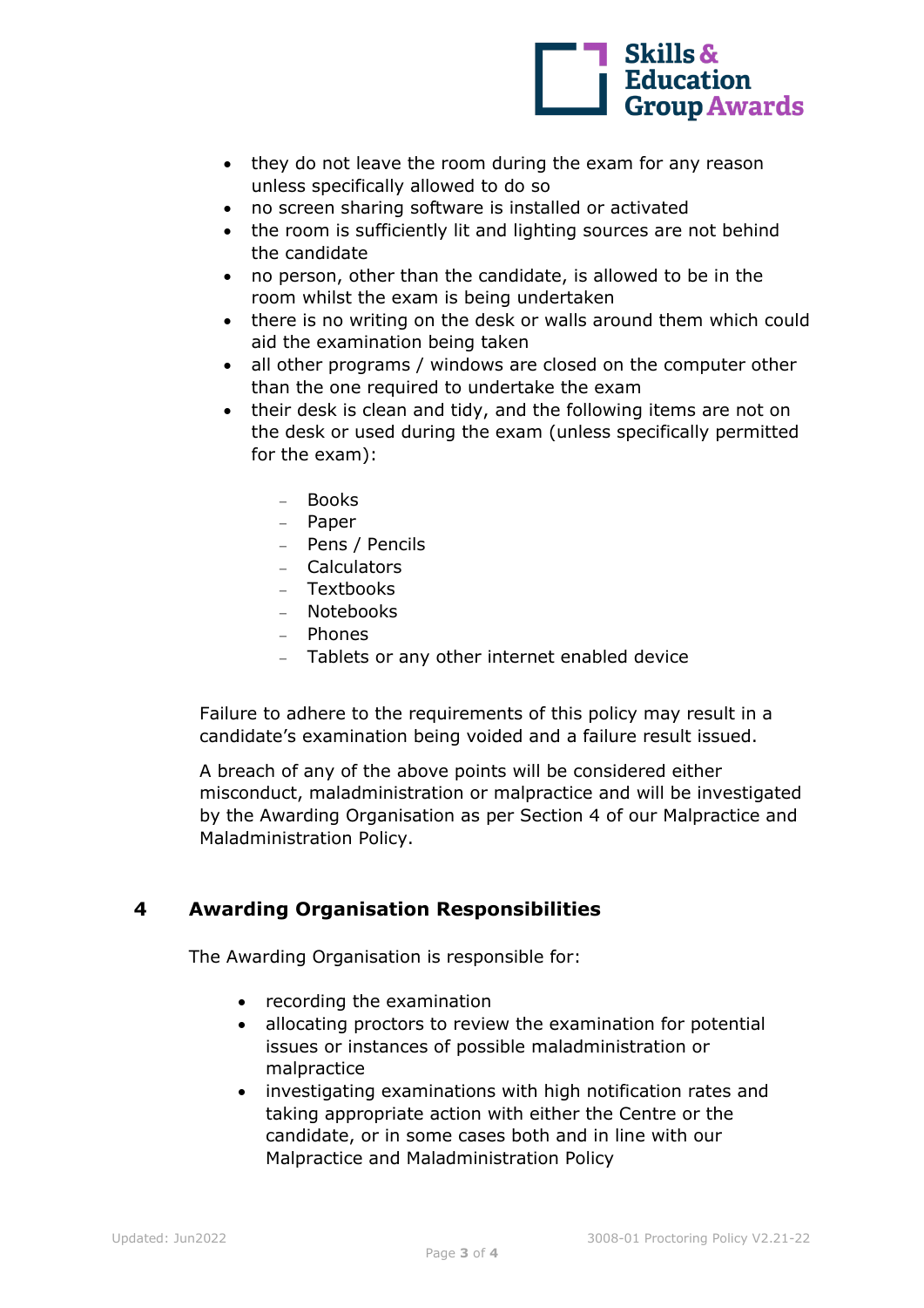- they do not leave the room during the exam for any reason unless specifically allowed to do so
- no screen sharing software is installed or activated
- the room is sufficiently lit and lighting sources are not behind the candidate
- no person, other than the candidate, is allowed to be in the room whilst the exam is being undertaken
- there is no writing on the desk or walls around them which could aid the examination being taken
- all other programs / windows are closed on the computer other than the one required to undertake the exam
- their desk is clean and tidy, and the following items are not on the desk or used during the exam (unless specifically permitted for the exam):
    - Books
    - Paper
    - Pens / Pencils
    - Calculators
    - Textbooks
    - Notebooks
    - Phones
    - Tablets or any other internet enabled device

Failure to adhere to the requirements of this policy may result in a candidate's examination being voided and a failure result issued.

A breach of any of the above points will be considered either misconduct, maladministration or malpractice and will be investigated by the Awarding Organisation as per Section 4 of our Malpractice and Maladministration Policy.

## 4 Awarding Organisation Responsibilities

The Awarding Organisation is responsible for:

- recording the examination
- allocating proctors to review the examination for potential issues or instances of possible maladministration or malpractice
- investigating examinations with high notification rates and taking appropriate action with either the Centre or the candidate, or in some cases both and in line with our Malpractice and Maladministration Policy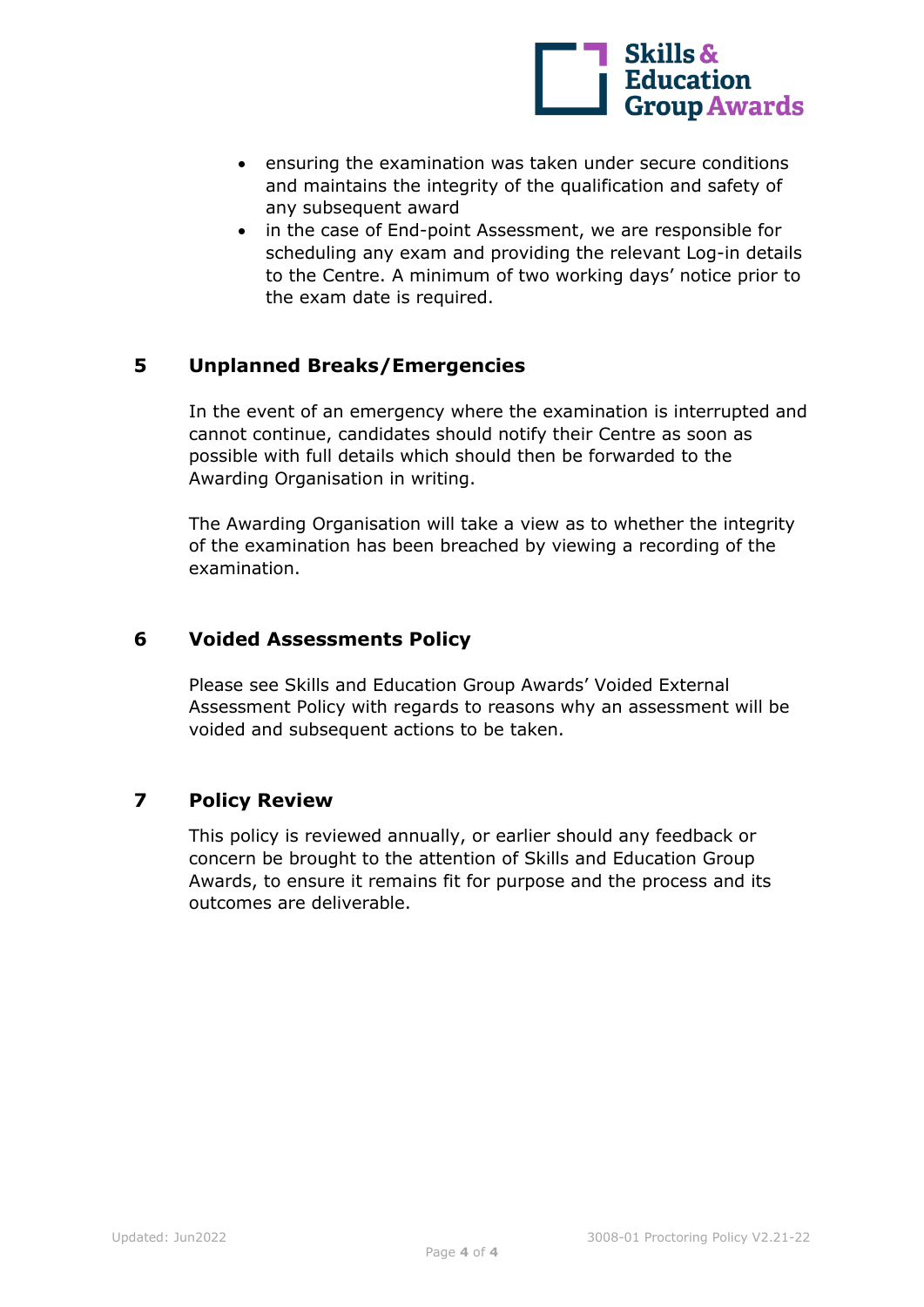- ensuring the examination was taken under secure conditions and maintains the integrity of the qualification and safety of any subsequent award
- in the case of End-point Assessment, we are responsible for scheduling any exam and providing the relevant Log-in details to the Centre. A minimum of two working days' notice prior to the exam date is required.

## 5 Unplanned Breaks/Emergencies

In the event of an emergency where the examination is interrupted and cannot continue, candidates should notify their Centre as soon as possible with full details which should then be forwarded to the Awarding Organisation in writing.

The Awarding Organisation will take a view as to whether the integrity of the examination has been breached by viewing a recording of the examination.

## 6 Voided Assessments Policy

Please see Skills and Education Group Awards' Voided External Assessment Policy with regards to reasons why an assessment will be voided and subsequent actions to be taken.

## 7 Policy Review

This policy is reviewed annually, or earlier should any feedback or concern be brought to the attention of Skills and Education Group Awards, to ensure it remains fit for purpose and the process and its outcomes are deliverable.